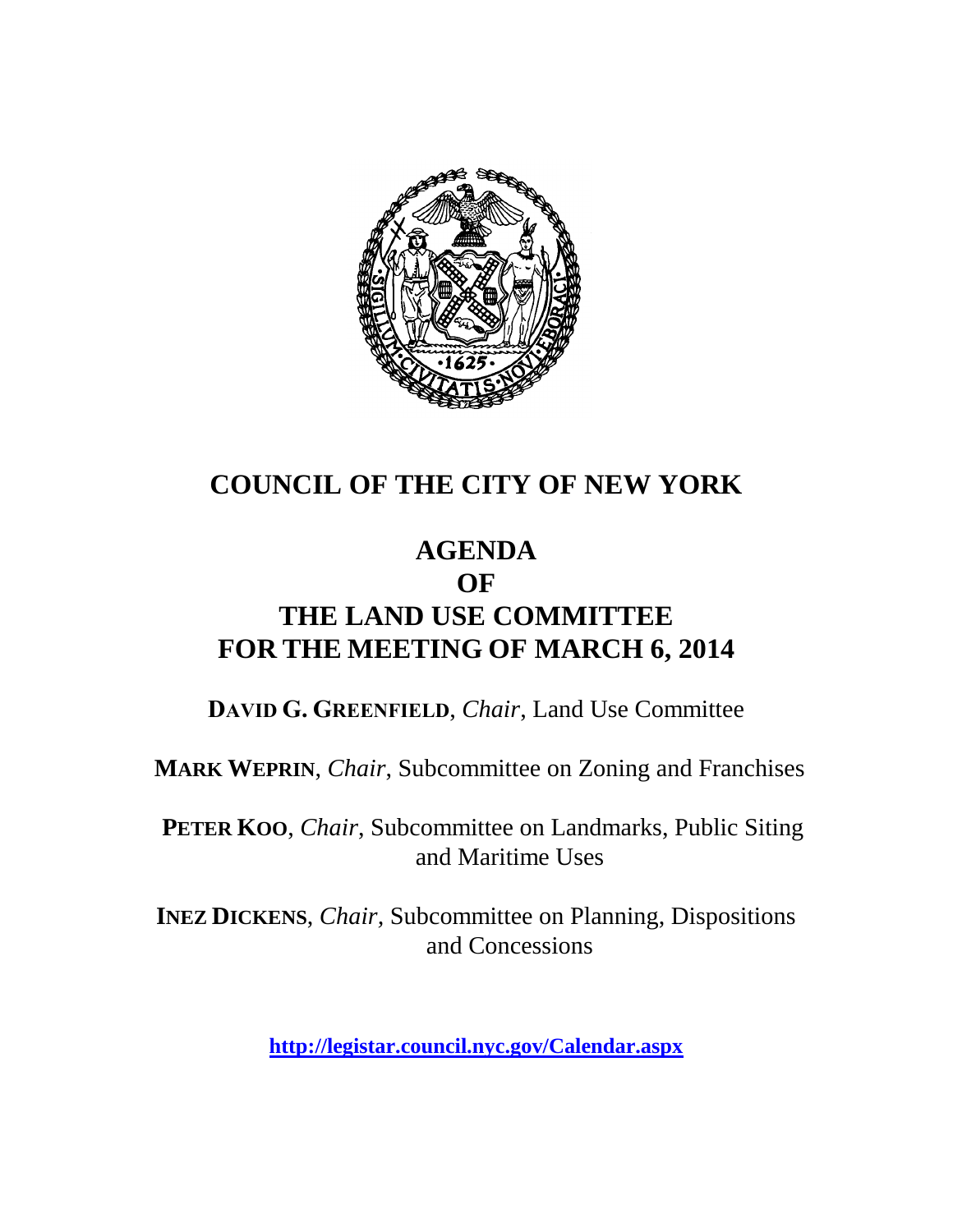# COUNCIL OF THE CITY OF NEW YORK

## AGENDA
## OF
## THE LAND USE COMMITTEE
## FOR THE MEETING OF MARCH 6, 2014

**DAVID G. GREENFIELD**, *Chair*, Land Use Committee

**MARK WEPRIN**, *Chair*, Subcommittee on Zoning and Franchises

**PETER KOO**, *Chair*, Subcommittee on Landmarks, Public Siting and Maritime Uses

**INEZ DICKENS**, *Chair*, Subcommittee on Planning, Dispositions and Concessions

**http://legistar.council.nyc.gov/Calendar.aspx**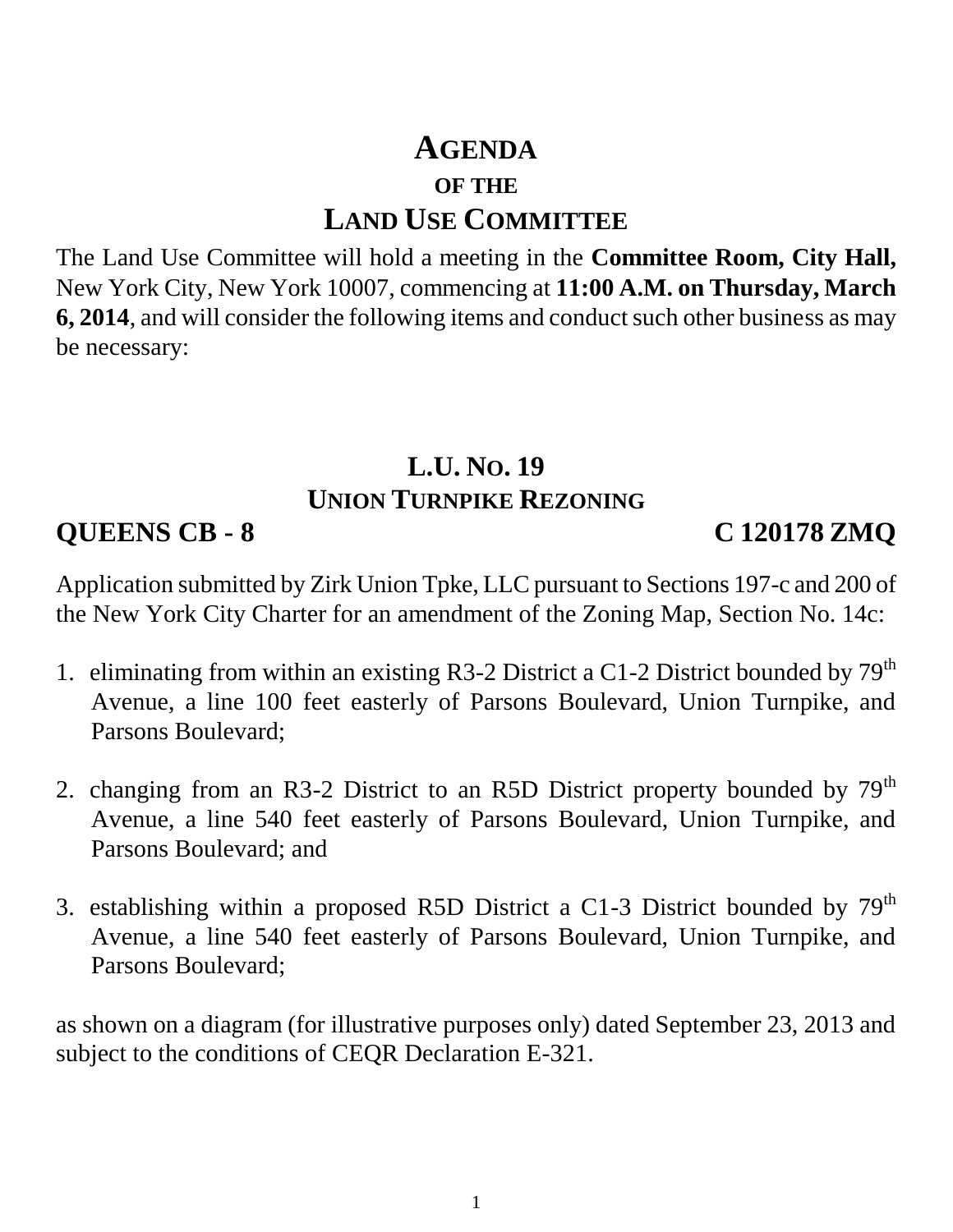# AGENDA

## OF THE

# LAND USE COMMITTEE

The Land Use Committee will hold a meeting in the **Committee Room, City Hall,** New York City, New York 10007, commencing at **11:00 A.M. on Thursday, March 6, 2014**, and will consider the following items and conduct such other business as may be necessary:

## L.U. NO. 19
## UNION TURNPIKE REZONING

**QUEENS CB - 8** **C 120178 ZMQ**

Application submitted by Zirk Union Tpke, LLC pursuant to Sections 197-c and 200 of the New York City Charter for an amendment of the Zoning Map, Section No. 14c:

1. eliminating from within an existing R3-2 District a C1-2 District bounded by 79th Avenue, a line 100 feet easterly of Parsons Boulevard, Union Turnpike, and Parsons Boulevard;

2. changing from an R3-2 District to an R5D District property bounded by 79th Avenue, a line 540 feet easterly of Parsons Boulevard, Union Turnpike, and Parsons Boulevard; and

3. establishing within a proposed R5D District a C1-3 District bounded by 79th Avenue, a line 540 feet easterly of Parsons Boulevard, Union Turnpike, and Parsons Boulevard;

as shown on a diagram (for illustrative purposes only) dated September 23, 2013 and subject to the conditions of CEQR Declaration E-321.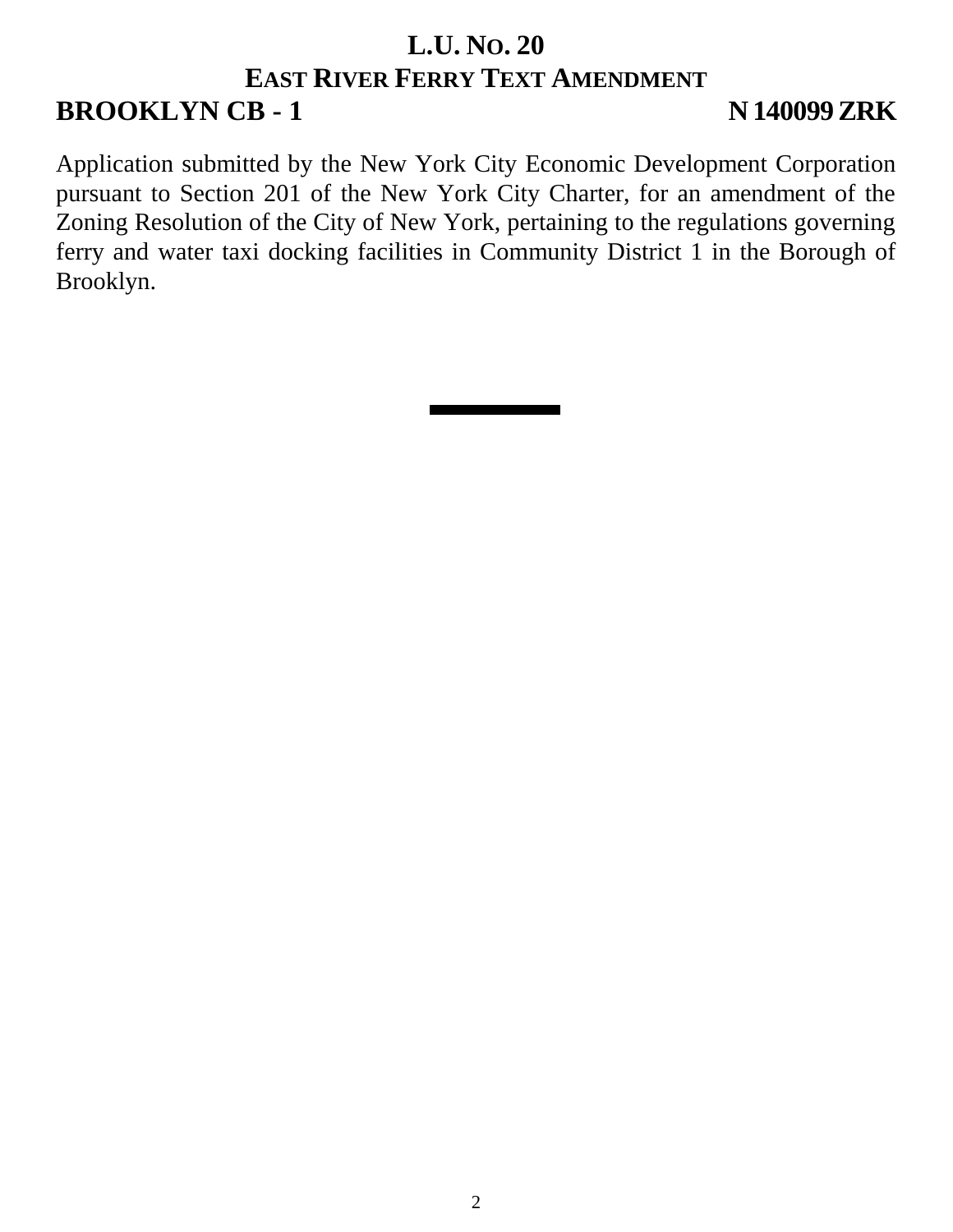# L.U. No. 20

## East River Ferry Text Amendment

**BROOKLYN CB - 1** **N 140099 ZRK**

Application submitted by the New York City Economic Development Corporation pursuant to Section 201 of the New York City Charter, for an amendment of the Zoning Resolution of the City of New York, pertaining to the regulations governing ferry and water taxi docking facilities in Community District 1 in the Borough of Brooklyn.